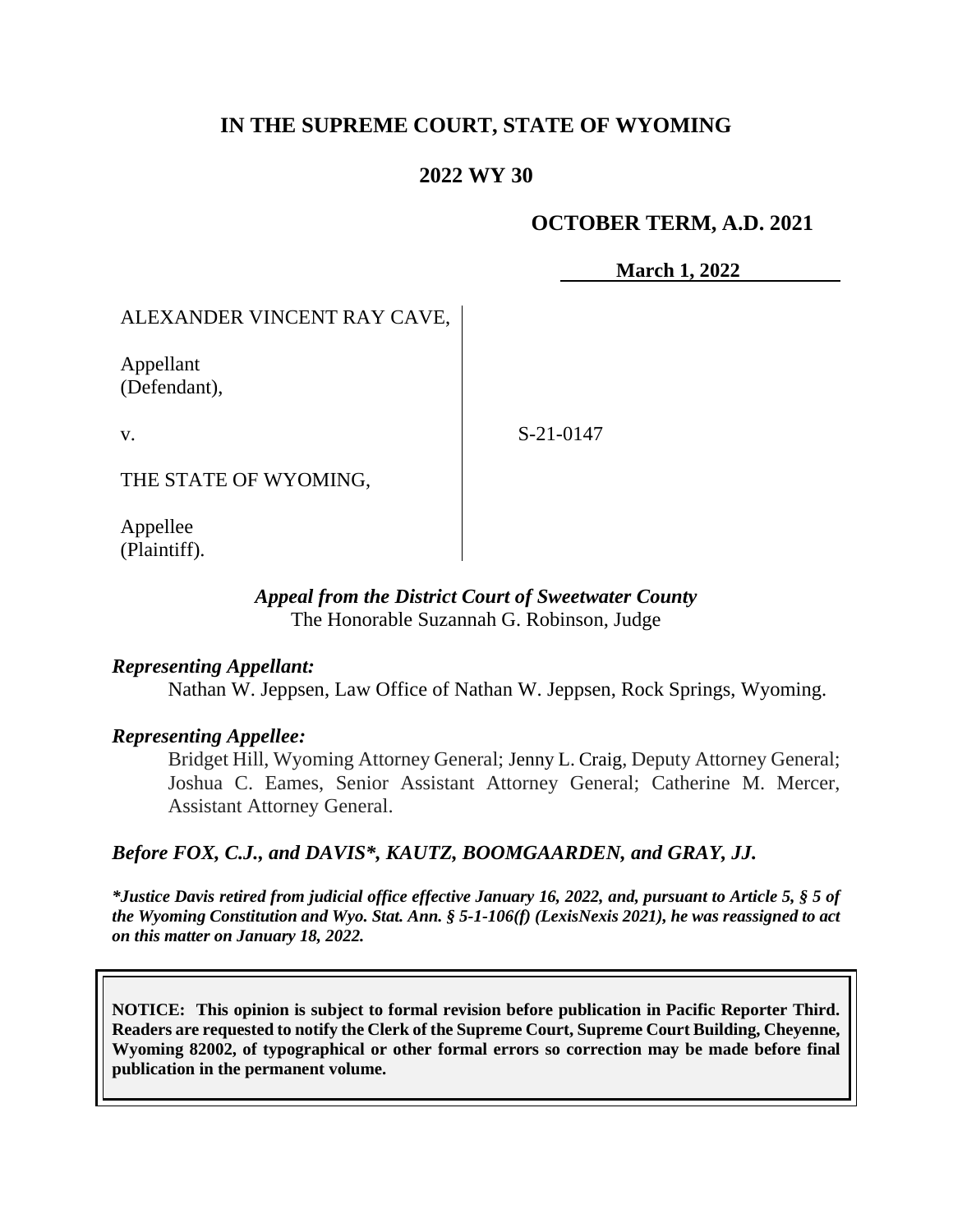# IN THE SUPREME COURT, STATE OF WYOMING

## 2022 WY 30

### OCTOBER TERM, A.D. 2021

**March 1, 2022**

ALEXANDER VINCENT RAY CAVE,

Appellant
(Defendant),

v.

S-21-0147

THE STATE OF WYOMING,

Appellee
(Plaintiff).

*Appeal from the District Court of Sweetwater County*
The Honorable Suzannah G. Robinson, Judge

***Representing Appellant:***

Nathan W. Jeppsen, Law Office of Nathan W. Jeppsen, Rock Springs, Wyoming.

***Representing Appellee:***

Bridget Hill, Wyoming Attorney General; Jenny L. Craig, Deputy Attorney General; Joshua C. Eames, Senior Assistant Attorney General; Catherine M. Mercer, Assistant Attorney General.

***Before FOX, C.J., and DAVIS\*, KAUTZ, BOOMGAARDEN, and GRAY, JJ.***

***\*Justice Davis retired from judicial office effective January 16, 2022, and, pursuant to Article 5, § 5 of the Wyoming Constitution and Wyo. Stat. Ann. § 5-1-106(f) (LexisNexis 2021), he was reassigned to act on this matter on January 18, 2022.***

**NOTICE: This opinion is subject to formal revision before publication in Pacific Reporter Third. Readers are requested to notify the Clerk of the Supreme Court, Supreme Court Building, Cheyenne, Wyoming 82002, of typographical or other formal errors so correction may be made before final publication in the permanent volume.**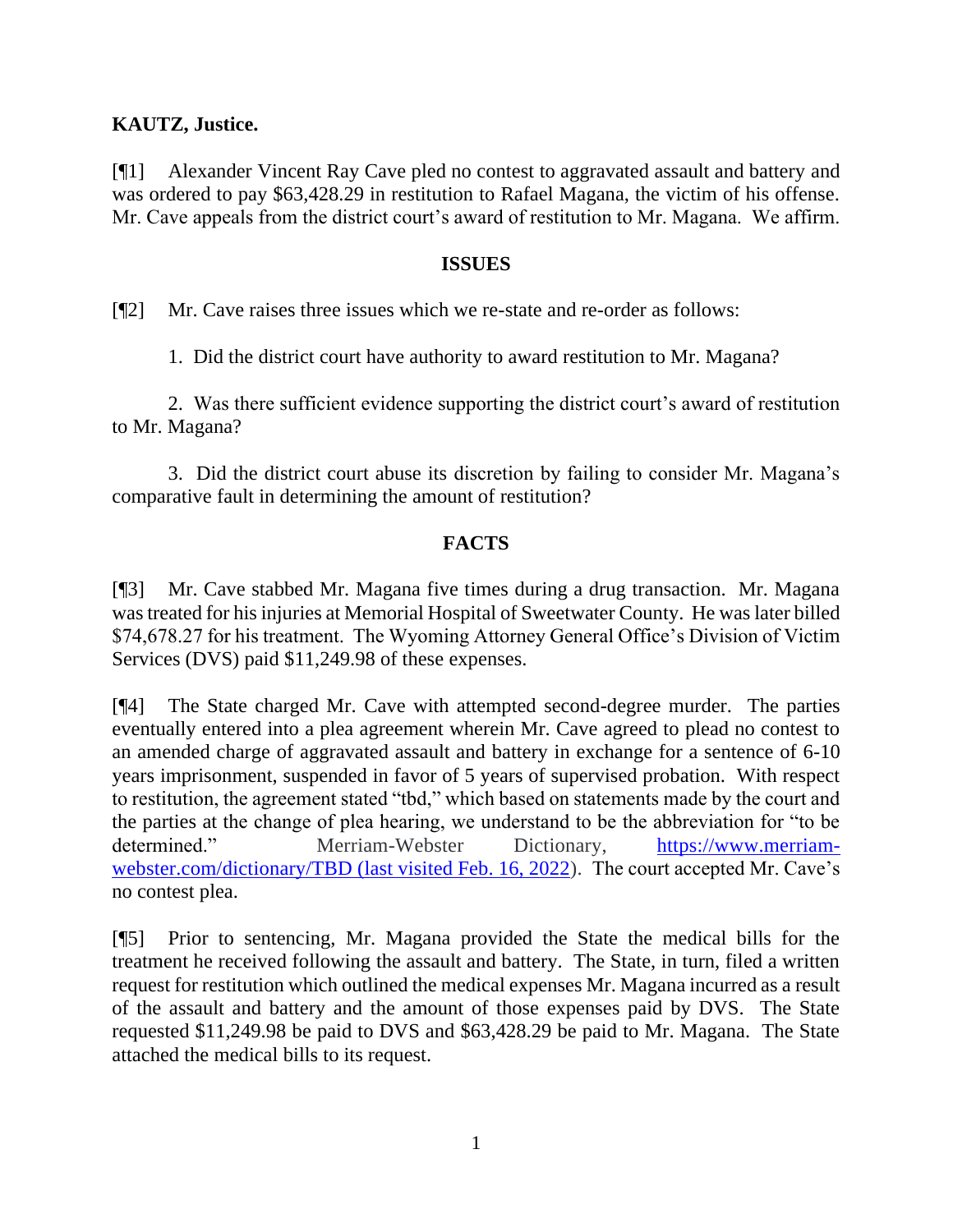**KAUTZ, Justice.**

[¶1] Alexander Vincent Ray Cave pled no contest to aggravated assault and battery and was ordered to pay $63,428.29 in restitution to Rafael Magana, the victim of his offense. Mr. Cave appeals from the district court's award of restitution to Mr. Magana. We affirm.

## ISSUES

[¶2] Mr. Cave raises three issues which we re-state and re-order as follows:

1. Did the district court have authority to award restitution to Mr. Magana?

2. Was there sufficient evidence supporting the district court's award of restitution to Mr. Magana?

3. Did the district court abuse its discretion by failing to consider Mr. Magana's comparative fault in determining the amount of restitution?

## FACTS

[¶3] Mr. Cave stabbed Mr. Magana five times during a drug transaction. Mr. Magana was treated for his injuries at Memorial Hospital of Sweetwater County. He was later billed $74,678.27 for his treatment. The Wyoming Attorney General Office's Division of Victim Services (DVS) paid $11,249.98 of these expenses.

[¶4] The State charged Mr. Cave with attempted second-degree murder. The parties eventually entered into a plea agreement wherein Mr. Cave agreed to plead no contest to an amended charge of aggravated assault and battery in exchange for a sentence of 6-10 years imprisonment, suspended in favor of 5 years of supervised probation. With respect to restitution, the agreement stated "tbd," which based on statements made by the court and the parties at the change of plea hearing, we understand to be the abbreviation for "to be determined." Merriam-Webster Dictionary, https://www.merriam-webster.com/dictionary/TBD (last visited Feb. 16, 2022). The court accepted Mr. Cave's no contest plea.

[¶5] Prior to sentencing, Mr. Magana provided the State the medical bills for the treatment he received following the assault and battery. The State, in turn, filed a written request for restitution which outlined the medical expenses Mr. Magana incurred as a result of the assault and battery and the amount of those expenses paid by DVS. The State requested $11,249.98 be paid to DVS and $63,428.29 be paid to Mr. Magana. The State attached the medical bills to its request.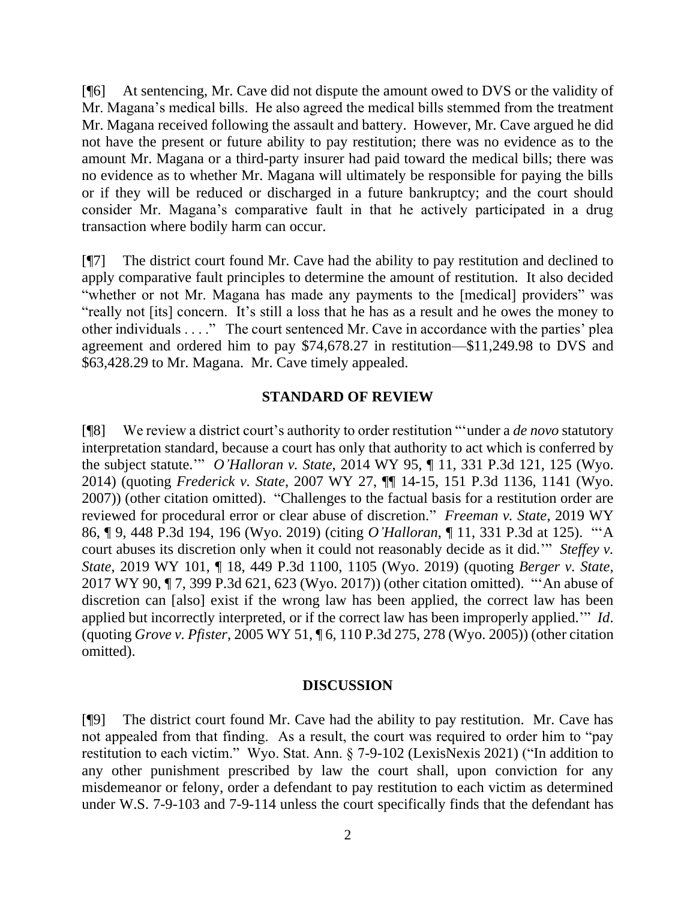[¶6] At sentencing, Mr. Cave did not dispute the amount owed to DVS or the validity of Mr. Magana's medical bills. He also agreed the medical bills stemmed from the treatment Mr. Magana received following the assault and battery. However, Mr. Cave argued he did not have the present or future ability to pay restitution; there was no evidence as to the amount Mr. Magana or a third-party insurer had paid toward the medical bills; there was no evidence as to whether Mr. Magana will ultimately be responsible for paying the bills or if they will be reduced or discharged in a future bankruptcy; and the court should consider Mr. Magana's comparative fault in that he actively participated in a drug transaction where bodily harm can occur.

[¶7] The district court found Mr. Cave had the ability to pay restitution and declined to apply comparative fault principles to determine the amount of restitution. It also decided "whether or not Mr. Magana has made any payments to the [medical] providers" was "really not [its] concern. It's still a loss that he has as a result and he owes the money to other individuals . . . ." The court sentenced Mr. Cave in accordance with the parties' plea agreement and ordered him to pay $74,678.27 in restitution—$11,249.98 to DVS and $63,428.29 to Mr. Magana. Mr. Cave timely appealed.

## STANDARD OF REVIEW

[¶8] We review a district court's authority to order restitution "'under a *de novo* statutory interpretation standard, because a court has only that authority to act which is conferred by the subject statute.'" *O'Halloran v. State*, 2014 WY 95, ¶ 11, 331 P.3d 121, 125 (Wyo. 2014) (quoting *Frederick v. State*, 2007 WY 27, ¶¶ 14-15, 151 P.3d 1136, 1141 (Wyo. 2007)) (other citation omitted). "Challenges to the factual basis for a restitution order are reviewed for procedural error or clear abuse of discretion." *Freeman v. State*, 2019 WY 86, ¶ 9, 448 P.3d 194, 196 (Wyo. 2019) (citing *O'Halloran*, ¶ 11, 331 P.3d at 125). "'A court abuses its discretion only when it could not reasonably decide as it did.'" *Steffey v. State*, 2019 WY 101, ¶ 18, 449 P.3d 1100, 1105 (Wyo. 2019) (quoting *Berger v. State*, 2017 WY 90, ¶ 7, 399 P.3d 621, 623 (Wyo. 2017)) (other citation omitted). "'An abuse of discretion can [also] exist if the wrong law has been applied, the correct law has been applied but incorrectly interpreted, or if the correct law has been improperly applied.'" *Id*. (quoting *Grove v. Pfister*, 2005 WY 51, ¶ 6, 110 P.3d 275, 278 (Wyo. 2005)) (other citation omitted).

## DISCUSSION

[¶9] The district court found Mr. Cave had the ability to pay restitution. Mr. Cave has not appealed from that finding. As a result, the court was required to order him to "pay restitution to each victim." Wyo. Stat. Ann. § 7-9-102 (LexisNexis 2021) ("In addition to any other punishment prescribed by law the court shall, upon conviction for any misdemeanor or felony, order a defendant to pay restitution to each victim as determined under W.S. 7-9-103 and 7-9-114 unless the court specifically finds that the defendant has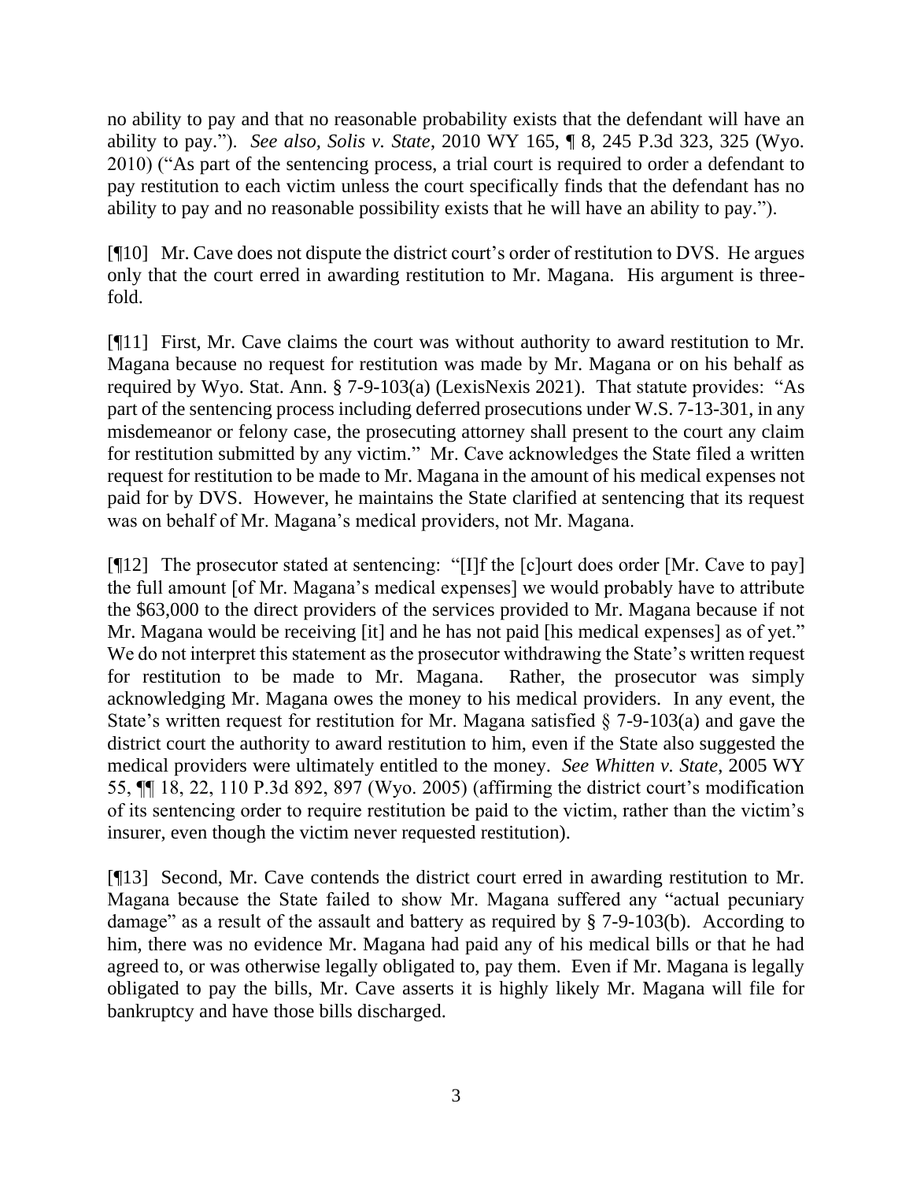no ability to pay and that no reasonable probability exists that the defendant will have an ability to pay."). *See also, Solis v. State*, 2010 WY 165, ¶ 8, 245 P.3d 323, 325 (Wyo. 2010) ("As part of the sentencing process, a trial court is required to order a defendant to pay restitution to each victim unless the court specifically finds that the defendant has no ability to pay and no reasonable possibility exists that he will have an ability to pay.").

[¶10] Mr. Cave does not dispute the district court's order of restitution to DVS. He argues only that the court erred in awarding restitution to Mr. Magana. His argument is three-fold.

[¶11] First, Mr. Cave claims the court was without authority to award restitution to Mr. Magana because no request for restitution was made by Mr. Magana or on his behalf as required by Wyo. Stat. Ann. § 7-9-103(a) (LexisNexis 2021). That statute provides: "As part of the sentencing process including deferred prosecutions under W.S. 7-13-301, in any misdemeanor or felony case, the prosecuting attorney shall present to the court any claim for restitution submitted by any victim." Mr. Cave acknowledges the State filed a written request for restitution to be made to Mr. Magana in the amount of his medical expenses not paid for by DVS. However, he maintains the State clarified at sentencing that its request was on behalf of Mr. Magana's medical providers, not Mr. Magana.

[¶12] The prosecutor stated at sentencing: "[I]f the [c]ourt does order [Mr. Cave to pay] the full amount [of Mr. Magana's medical expenses] we would probably have to attribute the $63,000 to the direct providers of the services provided to Mr. Magana because if not Mr. Magana would be receiving [it] and he has not paid [his medical expenses] as of yet." We do not interpret this statement as the prosecutor withdrawing the State's written request for restitution to be made to Mr. Magana. Rather, the prosecutor was simply acknowledging Mr. Magana owes the money to his medical providers. In any event, the State's written request for restitution for Mr. Magana satisfied § 7-9-103(a) and gave the district court the authority to award restitution to him, even if the State also suggested the medical providers were ultimately entitled to the money. *See Whitten v. State*, 2005 WY 55, ¶¶ 18, 22, 110 P.3d 892, 897 (Wyo. 2005) (affirming the district court's modification of its sentencing order to require restitution be paid to the victim, rather than the victim's insurer, even though the victim never requested restitution).

[¶13] Second, Mr. Cave contends the district court erred in awarding restitution to Mr. Magana because the State failed to show Mr. Magana suffered any "actual pecuniary damage" as a result of the assault and battery as required by § 7-9-103(b). According to him, there was no evidence Mr. Magana had paid any of his medical bills or that he had agreed to, or was otherwise legally obligated to, pay them. Even if Mr. Magana is legally obligated to pay the bills, Mr. Cave asserts it is highly likely Mr. Magana will file for bankruptcy and have those bills discharged.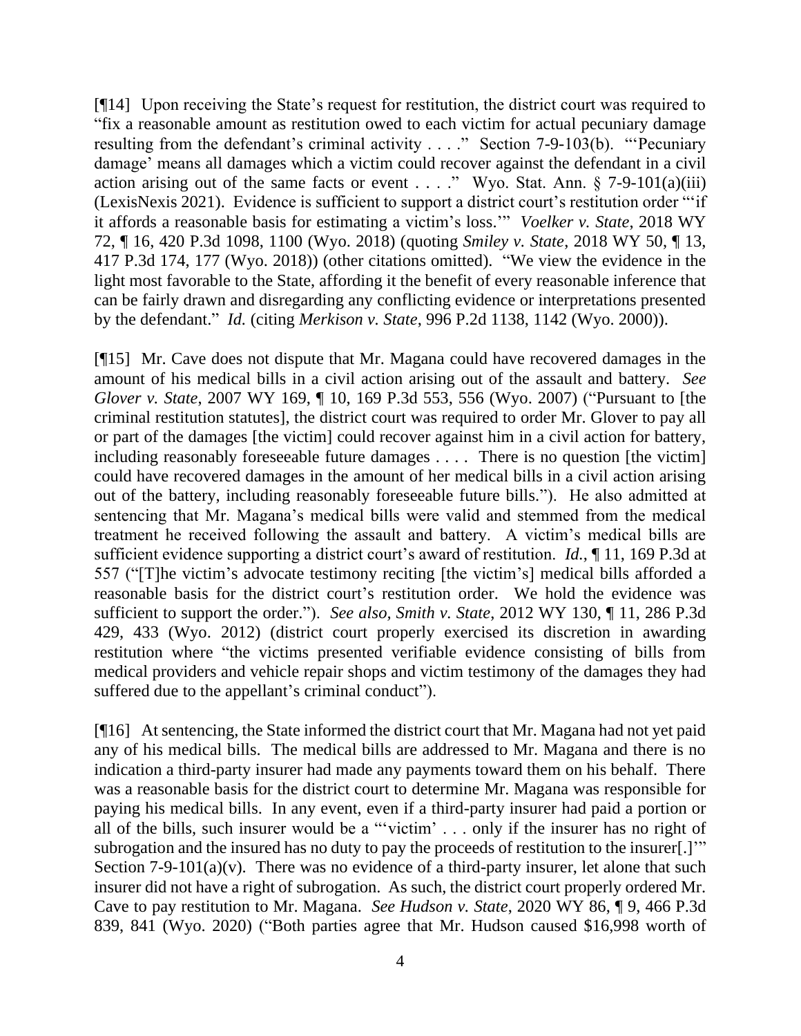[¶14] Upon receiving the State's request for restitution, the district court was required to "fix a reasonable amount as restitution owed to each victim for actual pecuniary damage resulting from the defendant's criminal activity . . . ." Section 7-9-103(b). "'Pecuniary damage' means all damages which a victim could recover against the defendant in a civil action arising out of the same facts or event . . . ." Wyo. Stat. Ann. § 7-9-101(a)(iii) (LexisNexis 2021). Evidence is sufficient to support a district court's restitution order "'if it affords a reasonable basis for estimating a victim's loss.'" *Voelker v. State*, 2018 WY 72, ¶ 16, 420 P.3d 1098, 1100 (Wyo. 2018) (quoting *Smiley v. State*, 2018 WY 50, ¶ 13, 417 P.3d 174, 177 (Wyo. 2018)) (other citations omitted). "We view the evidence in the light most favorable to the State, affording it the benefit of every reasonable inference that can be fairly drawn and disregarding any conflicting evidence or interpretations presented by the defendant." *Id.* (citing *Merkison v. State*, 996 P.2d 1138, 1142 (Wyo. 2000)).

[¶15] Mr. Cave does not dispute that Mr. Magana could have recovered damages in the amount of his medical bills in a civil action arising out of the assault and battery. *See Glover v. State*, 2007 WY 169, ¶ 10, 169 P.3d 553, 556 (Wyo. 2007) ("Pursuant to [the criminal restitution statutes], the district court was required to order Mr. Glover to pay all or part of the damages [the victim] could recover against him in a civil action for battery, including reasonably foreseeable future damages . . . . There is no question [the victim] could have recovered damages in the amount of her medical bills in a civil action arising out of the battery, including reasonably foreseeable future bills."). He also admitted at sentencing that Mr. Magana's medical bills were valid and stemmed from the medical treatment he received following the assault and battery. A victim's medical bills are sufficient evidence supporting a district court's award of restitution. *Id.*, ¶ 11, 169 P.3d at 557 ("[T]he victim's advocate testimony reciting [the victim's] medical bills afforded a reasonable basis for the district court's restitution order. We hold the evidence was sufficient to support the order."). *See also, Smith v. State*, 2012 WY 130, ¶ 11, 286 P.3d 429, 433 (Wyo. 2012) (district court properly exercised its discretion in awarding restitution where "the victims presented verifiable evidence consisting of bills from medical providers and vehicle repair shops and victim testimony of the damages they had suffered due to the appellant's criminal conduct").

[¶16] At sentencing, the State informed the district court that Mr. Magana had not yet paid any of his medical bills. The medical bills are addressed to Mr. Magana and there is no indication a third-party insurer had made any payments toward them on his behalf. There was a reasonable basis for the district court to determine Mr. Magana was responsible for paying his medical bills. In any event, even if a third-party insurer had paid a portion or all of the bills, such insurer would be a "'victim' . . . only if the insurer has no right of subrogation and the insured has no duty to pay the proceeds of restitution to the insurer[.]'" Section 7-9-101(a)(v). There was no evidence of a third-party insurer, let alone that such insurer did not have a right of subrogation. As such, the district court properly ordered Mr. Cave to pay restitution to Mr. Magana. *See Hudson v. State*, 2020 WY 86, ¶ 9, 466 P.3d 839, 841 (Wyo. 2020) ("Both parties agree that Mr. Hudson caused $16,998 worth of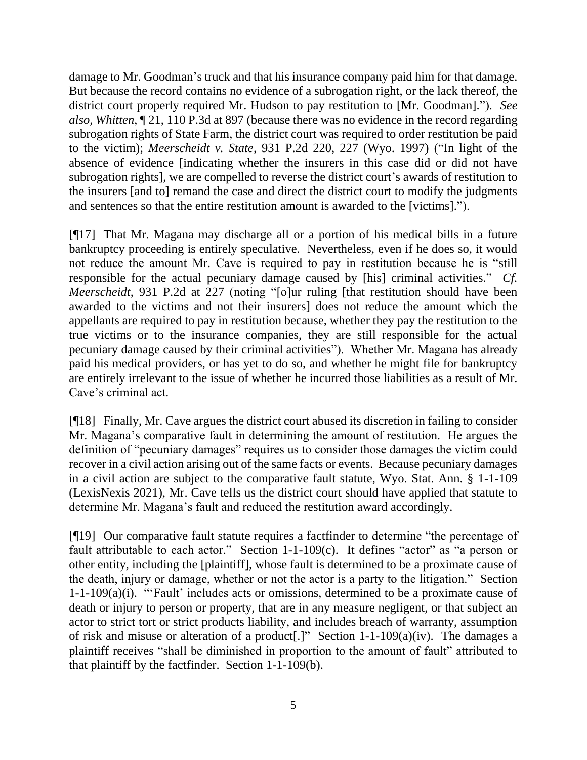damage to Mr. Goodman's truck and that his insurance company paid him for that damage. But because the record contains no evidence of a subrogation right, or the lack thereof, the district court properly required Mr. Hudson to pay restitution to [Mr. Goodman]."). *See also*, *Whitten*, ¶ 21, 110 P.3d at 897 (because there was no evidence in the record regarding subrogation rights of State Farm, the district court was required to order restitution be paid to the victim); *Meerscheidt v. State*, 931 P.2d 220, 227 (Wyo. 1997) ("In light of the absence of evidence [indicating whether the insurers in this case did or did not have subrogation rights], we are compelled to reverse the district court's awards of restitution to the insurers [and to] remand the case and direct the district court to modify the judgments and sentences so that the entire restitution amount is awarded to the [victims].").

[¶17] That Mr. Magana may discharge all or a portion of his medical bills in a future bankruptcy proceeding is entirely speculative. Nevertheless, even if he does so, it would not reduce the amount Mr. Cave is required to pay in restitution because he is "still responsible for the actual pecuniary damage caused by [his] criminal activities." *Cf. Meerscheidt*, 931 P.2d at 227 (noting "[o]ur ruling [that restitution should have been awarded to the victims and not their insurers] does not reduce the amount which the appellants are required to pay in restitution because, whether they pay the restitution to the true victims or to the insurance companies, they are still responsible for the actual pecuniary damage caused by their criminal activities"). Whether Mr. Magana has already paid his medical providers, or has yet to do so, and whether he might file for bankruptcy are entirely irrelevant to the issue of whether he incurred those liabilities as a result of Mr. Cave's criminal act.

[¶18] Finally, Mr. Cave argues the district court abused its discretion in failing to consider Mr. Magana's comparative fault in determining the amount of restitution. He argues the definition of "pecuniary damages" requires us to consider those damages the victim could recover in a civil action arising out of the same facts or events. Because pecuniary damages in a civil action are subject to the comparative fault statute, Wyo. Stat. Ann. § 1-1-109 (LexisNexis 2021), Mr. Cave tells us the district court should have applied that statute to determine Mr. Magana's fault and reduced the restitution award accordingly.

[¶19] Our comparative fault statute requires a factfinder to determine "the percentage of fault attributable to each actor." Section 1-1-109(c). It defines "actor" as "a person or other entity, including the [plaintiff], whose fault is determined to be a proximate cause of the death, injury or damage, whether or not the actor is a party to the litigation." Section 1-1-109(a)(i). "'Fault' includes acts or omissions, determined to be a proximate cause of death or injury to person or property, that are in any measure negligent, or that subject an actor to strict tort or strict products liability, and includes breach of warranty, assumption of risk and misuse or alteration of a product[.]" Section 1-1-109(a)(iv). The damages a plaintiff receives "shall be diminished in proportion to the amount of fault" attributed to that plaintiff by the factfinder. Section 1-1-109(b).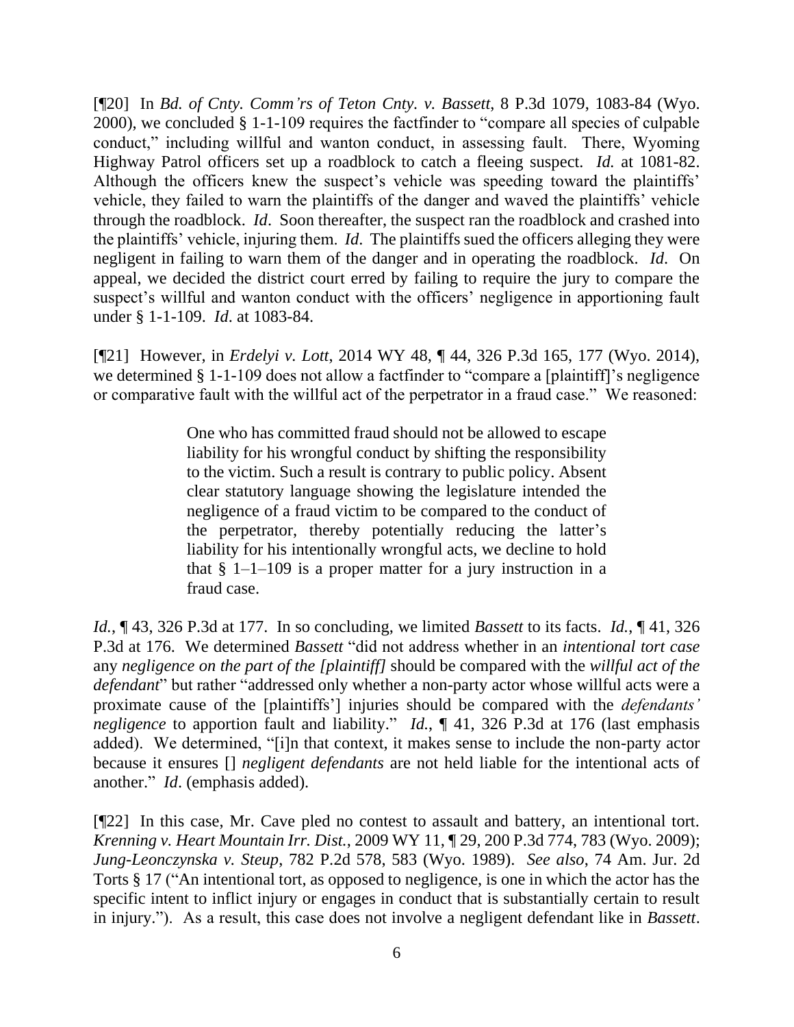[¶20] In *Bd. of Cnty. Comm'rs of Teton Cnty. v. Bassett*, 8 P.3d 1079, 1083-84 (Wyo. 2000), we concluded § 1-1-109 requires the factfinder to "compare all species of culpable conduct," including willful and wanton conduct, in assessing fault. There, Wyoming Highway Patrol officers set up a roadblock to catch a fleeing suspect. *Id.* at 1081-82. Although the officers knew the suspect's vehicle was speeding toward the plaintiffs' vehicle, they failed to warn the plaintiffs of the danger and waved the plaintiffs' vehicle through the roadblock. *Id*. Soon thereafter, the suspect ran the roadblock and crashed into the plaintiffs' vehicle, injuring them. *Id*. The plaintiffs sued the officers alleging they were negligent in failing to warn them of the danger and in operating the roadblock. *Id*. On appeal, we decided the district court erred by failing to require the jury to compare the suspect's willful and wanton conduct with the officers' negligence in apportioning fault under § 1-1-109. *Id*. at 1083-84.

[¶21] However, in *Erdelyi v. Lott*, 2014 WY 48, ¶ 44, 326 P.3d 165, 177 (Wyo. 2014), we determined § 1-1-109 does not allow a factfinder to "compare a [plaintiff]'s negligence or comparative fault with the willful act of the perpetrator in a fraud case." We reasoned:

> One who has committed fraud should not be allowed to escape liability for his wrongful conduct by shifting the responsibility to the victim. Such a result is contrary to public policy. Absent clear statutory language showing the legislature intended the negligence of a fraud victim to be compared to the conduct of the perpetrator, thereby potentially reducing the latter's liability for his intentionally wrongful acts, we decline to hold that § 1–1–109 is a proper matter for a jury instruction in a fraud case.

*Id.*, ¶ 43, 326 P.3d at 177. In so concluding, we limited *Bassett* to its facts. *Id.*, ¶ 41, 326 P.3d at 176. We determined *Bassett* "did not address whether in an *intentional tort case* any *negligence on the part of the [plaintiff]* should be compared with the *willful act of the defendant*" but rather "addressed only whether a non-party actor whose willful acts were a proximate cause of the [plaintiffs'] injuries should be compared with the *defendants' negligence* to apportion fault and liability." *Id.*, ¶ 41, 326 P.3d at 176 (last emphasis added). We determined, "[i]n that context, it makes sense to include the non-party actor because it ensures [] *negligent defendants* are not held liable for the intentional acts of another." *Id*. (emphasis added).

[¶22] In this case, Mr. Cave pled no contest to assault and battery, an intentional tort. *Krenning v. Heart Mountain Irr. Dist.*, 2009 WY 11, ¶ 29, 200 P.3d 774, 783 (Wyo. 2009); *Jung-Leonczynska v. Steup*, 782 P.2d 578, 583 (Wyo. 1989). *See also*, 74 Am. Jur. 2d Torts § 17 ("An intentional tort, as opposed to negligence, is one in which the actor has the specific intent to inflict injury or engages in conduct that is substantially certain to result in injury."). As a result, this case does not involve a negligent defendant like in *Bassett*.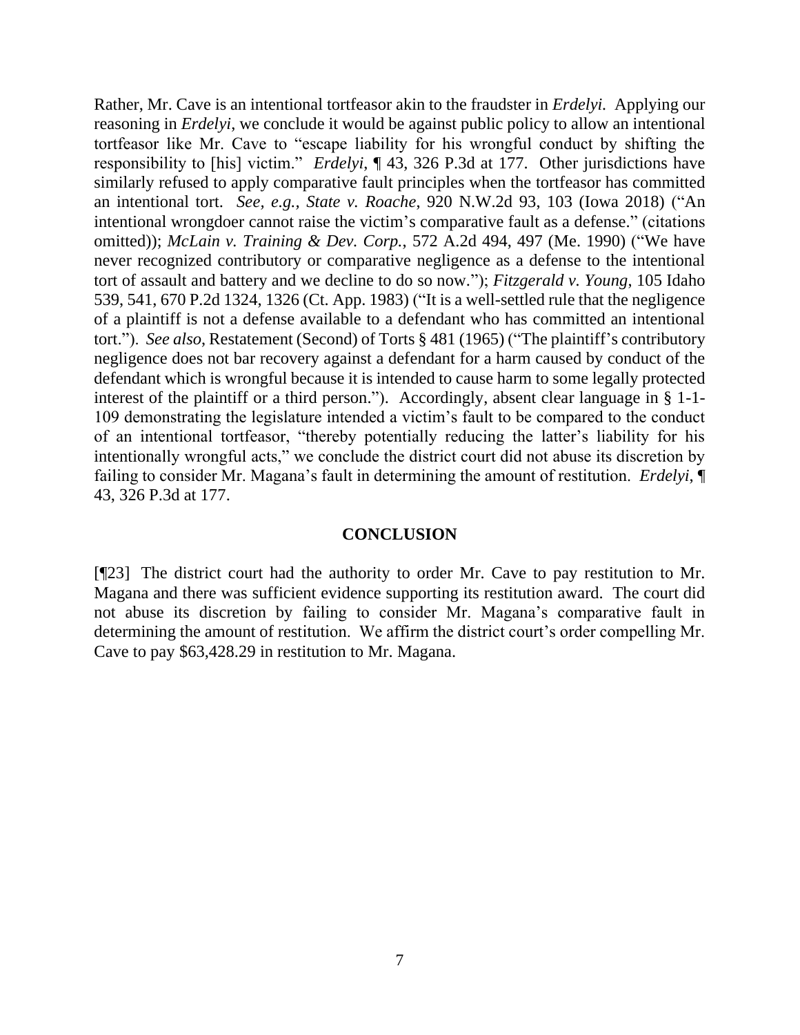Rather, Mr. Cave is an intentional tortfeasor akin to the fraudster in *Erdelyi*. Applying our reasoning in *Erdelyi*, we conclude it would be against public policy to allow an intentional tortfeasor like Mr. Cave to "escape liability for his wrongful conduct by shifting the responsibility to [his] victim." *Erdelyi*, ¶ 43, 326 P.3d at 177. Other jurisdictions have similarly refused to apply comparative fault principles when the tortfeasor has committed an intentional tort. *See, e.g., State v. Roache*, 920 N.W.2d 93, 103 (Iowa 2018) ("An intentional wrongdoer cannot raise the victim's comparative fault as a defense." (citations omitted)); *McLain v. Training & Dev. Corp.*, 572 A.2d 494, 497 (Me. 1990) ("We have never recognized contributory or comparative negligence as a defense to the intentional tort of assault and battery and we decline to do so now."); *Fitzgerald v. Young*, 105 Idaho 539, 541, 670 P.2d 1324, 1326 (Ct. App. 1983) ("It is a well-settled rule that the negligence of a plaintiff is not a defense available to a defendant who has committed an intentional tort."). *See also*, Restatement (Second) of Torts § 481 (1965) ("The plaintiff's contributory negligence does not bar recovery against a defendant for a harm caused by conduct of the defendant which is wrongful because it is intended to cause harm to some legally protected interest of the plaintiff or a third person."). Accordingly, absent clear language in § 1-1-109 demonstrating the legislature intended a victim's fault to be compared to the conduct of an intentional tortfeasor, "thereby potentially reducing the latter's liability for his intentionally wrongful acts," we conclude the district court did not abuse its discretion by failing to consider Mr. Magana's fault in determining the amount of restitution. *Erdelyi*, ¶ 43, 326 P.3d at 177.

## CONCLUSION

[¶23] The district court had the authority to order Mr. Cave to pay restitution to Mr. Magana and there was sufficient evidence supporting its restitution award. The court did not abuse its discretion by failing to consider Mr. Magana's comparative fault in determining the amount of restitution. We affirm the district court's order compelling Mr. Cave to pay $63,428.29 in restitution to Mr. Magana.